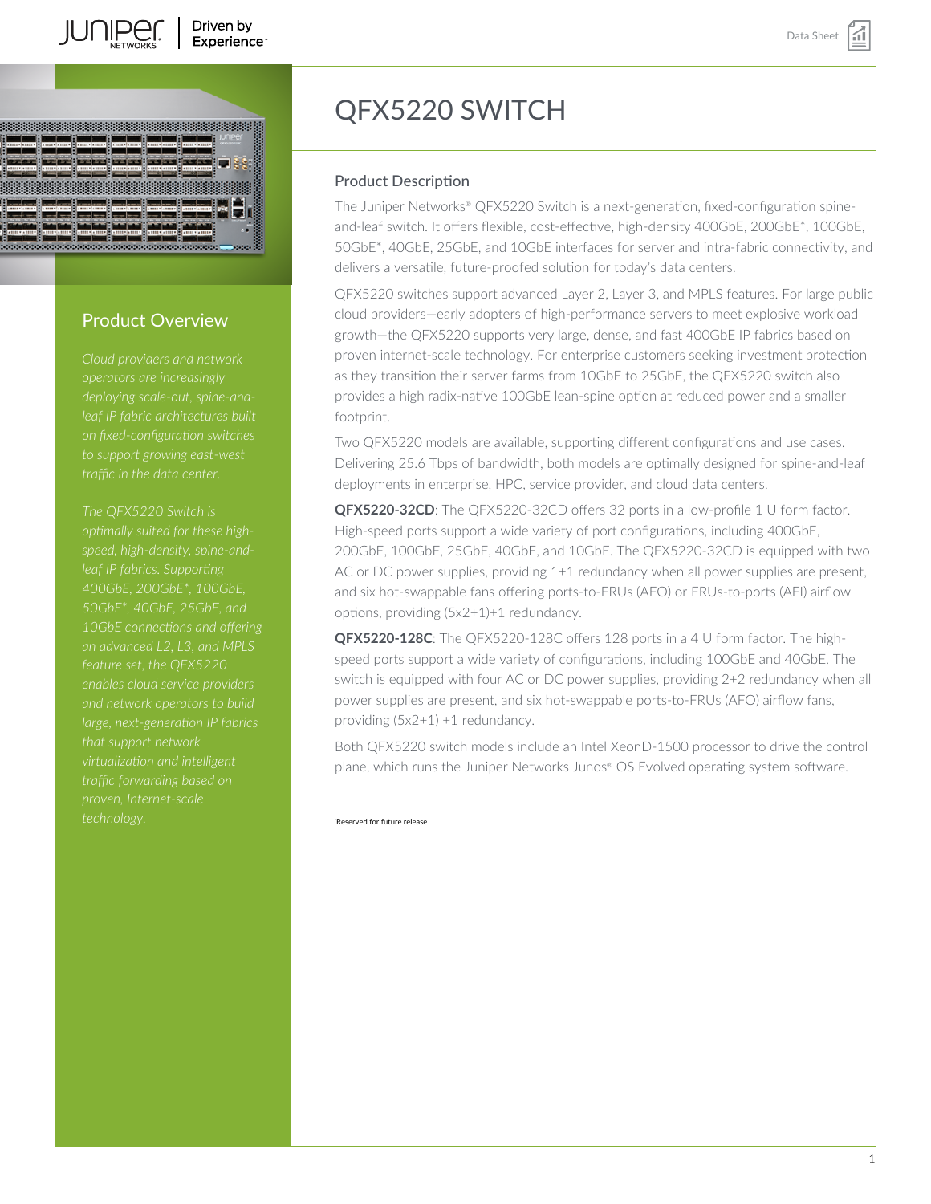# QFX5220 SWITCH

## Product Overview

*Cloud providers and network operators are increasingly deploying scale-out, spine-and-leaf IP fabric architectures built on fixed-configuration switches to support growing east-west traffic in the data center.*

*The QFX5220 Switch is optimally suited for these high-speed, high-density, spine-and-leaf IP fabrics. Supporting 400GbE, 200GbE*, 100GbE, 50GbE*, 40GbE, 25GbE, and 10GbE connections and offering an advanced L2, L3, and MPLS feature set, the QFX5220 enables cloud service providers and network operators to build large, next-generation IP fabrics that support network virtualization and intelligent traffic forwarding based on proven, Internet-scale technology.*

## Product Description

The Juniper Networks® QFX5220 Switch is a next-generation, fixed-configuration spine-and-leaf switch. It offers flexible, cost-effective, high-density 400GbE, 200GbE*, 100GbE, 50GbE*, 40GbE, 25GbE, and 10GbE interfaces for server and intra-fabric connectivity, and delivers a versatile, future-proofed solution for today's data centers.

QFX5220 switches support advanced Layer 2, Layer 3, and MPLS features. For large public cloud providers—early adopters of high-performance servers to meet explosive workload growth—the QFX5220 supports very large, dense, and fast 400GbE IP fabrics based on proven internet-scale technology. For enterprise customers seeking investment protection as they transition their server farms from 10GbE to 25GbE, the QFX5220 switch also provides a high radix-native 100GbE lean-spine option at reduced power and a smaller footprint.

Two QFX5220 models are available, supporting different configurations and use cases. Delivering 25.6 Tbps of bandwidth, both models are optimally designed for spine-and-leaf deployments in enterprise, HPC, service provider, and cloud data centers.

**QFX5220-32CD**: The QFX5220-32CD offers 32 ports in a low-profile 1 U form factor. High-speed ports support a wide variety of port configurations, including 400GbE, 200GbE, 100GbE, 25GbE, 40GbE, and 10GbE. The QFX5220-32CD is equipped with two AC or DC power supplies, providing 1+1 redundancy when all power supplies are present, and six hot-swappable fans offering ports-to-FRUs (AFO) or FRUs-to-ports (AFI) airflow options, providing (5x2+1)+1 redundancy.

**QFX5220-128C**: The QFX5220-128C offers 128 ports in a 4 U form factor. The high-speed ports support a wide variety of configurations, including 100GbE and 40GbE. The switch is equipped with four AC or DC power supplies, providing 2+2 redundancy when all power supplies are present, and six hot-swappable ports-to-FRUs (AFO) airflow fans, providing (5x2+1) +1 redundancy.

Both QFX5220 switch models include an Intel XeonD-1500 processor to drive the control plane, which runs the Juniper Networks Junos® OS Evolved operating system software.

*Reserved for future release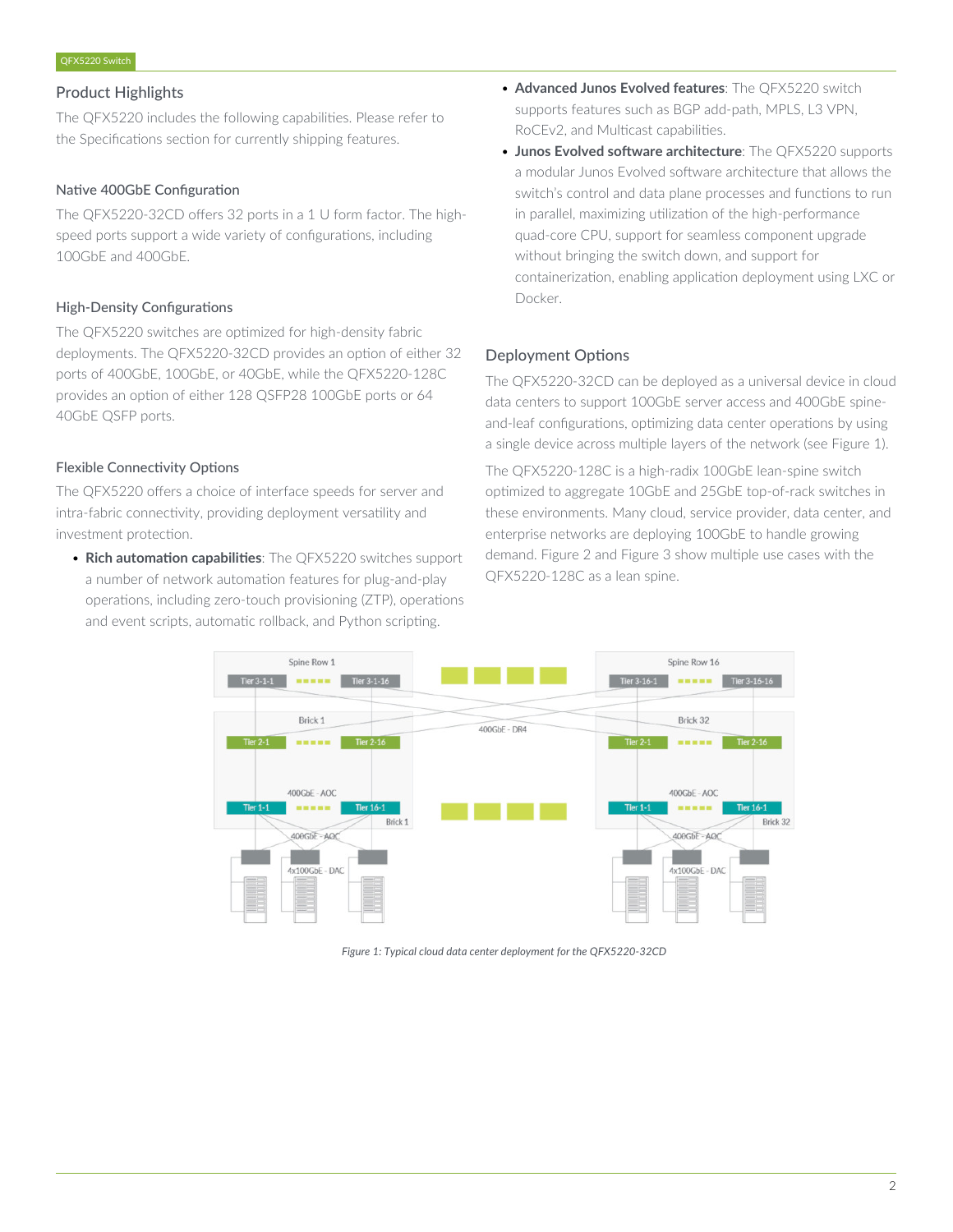## Product Highlights

The QFX5220 includes the following capabilities. Please refer to the Specifications section for currently shipping features.

### Native 400GbE Configuration

The QFX5220-32CD offers 32 ports in a 1 U form factor. The high-speed ports support a wide variety of configurations, including 100GbE and 400GbE.

### High-Density Configurations

The QFX5220 switches are optimized for high-density fabric deployments. The QFX5220-32CD provides an option of either 32 ports of 400GbE, 100GbE, or 40GbE, while the QFX5220-128C provides an option of either 128 QSFP28 100GbE ports or 64 40GbE QSFP ports.

### Flexible Connectivity Options

The QFX5220 offers a choice of interface speeds for server and intra-fabric connectivity, providing deployment versatility and investment protection.

- **Rich automation capabilities**: The QFX5220 switches support a number of network automation features for plug-and-play operations, including zero-touch provisioning (ZTP), operations and event scripts, automatic rollback, and Python scripting.
- **Advanced Junos Evolved features**: The QFX5220 switch supports features such as BGP add-path, MPLS, L3 VPN, RoCEv2, and Multicast capabilities.
- **Junos Evolved software architecture**: The QFX5220 supports a modular Junos Evolved software architecture that allows the switch's control and data plane processes and functions to run in parallel, maximizing utilization of the high-performance quad-core CPU, support for seamless component upgrade without bringing the switch down, and support for containerization, enabling application deployment using LXC or Docker.

## Deployment Options

The QFX5220-32CD can be deployed as a universal device in cloud data centers to support 100GbE server access and 400GbE spine-and-leaf configurations, optimizing data center operations by using a single device across multiple layers of the network (see Figure 1).

The QFX5220-128C is a high-radix 100GbE lean-spine switch optimized to aggregate 10GbE and 25GbE top-of-rack switches in these environments. Many cloud, service provider, data center, and enterprise networks are deploying 100GbE to handle growing demand. Figure 2 and Figure 3 show multiple use cases with the QFX5220-128C as a lean spine.

*Figure 1: Typical cloud data center deployment for the QFX5220-32CD*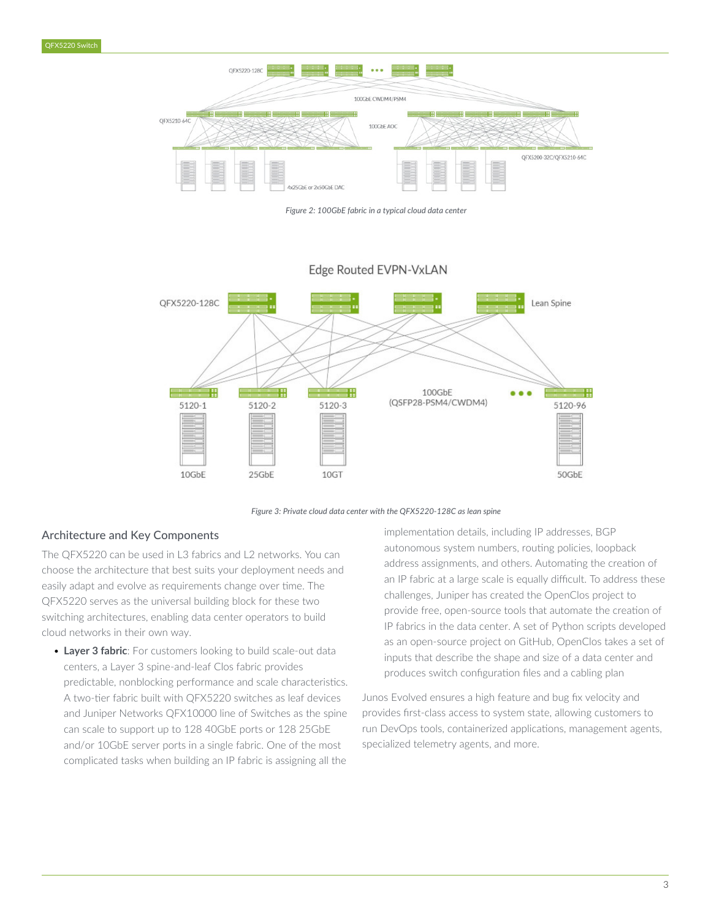Figure 2: 100GbE fabric in a typical cloud data center

Figure 3: Private cloud data center with the QFX5220-128C as lean spine

## Architecture and Key Components

The QFX5220 can be used in L3 fabrics and L2 networks. You can choose the architecture that best suits your deployment needs and easily adapt and evolve as requirements change over time. The QFX5220 serves as the universal building block for these two switching architectures, enabling data center operators to build cloud networks in their own way.

- **Layer 3 fabric**: For customers looking to build scale-out data centers, a Layer 3 spine-and-leaf Clos fabric provides predictable, nonblocking performance and scale characteristics. A two-tier fabric built with QFX5220 switches as leaf devices and Juniper Networks QFX10000 line of Switches as the spine can scale to support up to 128 40GbE ports or 128 25GbE and/or 10GbE server ports in a single fabric. One of the most complicated tasks when building an IP fabric is assigning all the implementation details, including IP addresses, BGP autonomous system numbers, routing policies, loopback address assignments, and others. Automating the creation of an IP fabric at a large scale is equally difficult. To address these challenges, Juniper has created the OpenClos project to provide free, open-source tools that automate the creation of IP fabrics in the data center. A set of Python scripts developed as an open-source project on GitHub, OpenClos takes a set of inputs that describe the shape and size of a data center and produces switch configuration files and a cabling plan

Junos Evolved ensures a high feature and bug fix velocity and provides first-class access to system state, allowing customers to run DevOps tools, containerized applications, management agents, specialized telemetry agents, and more.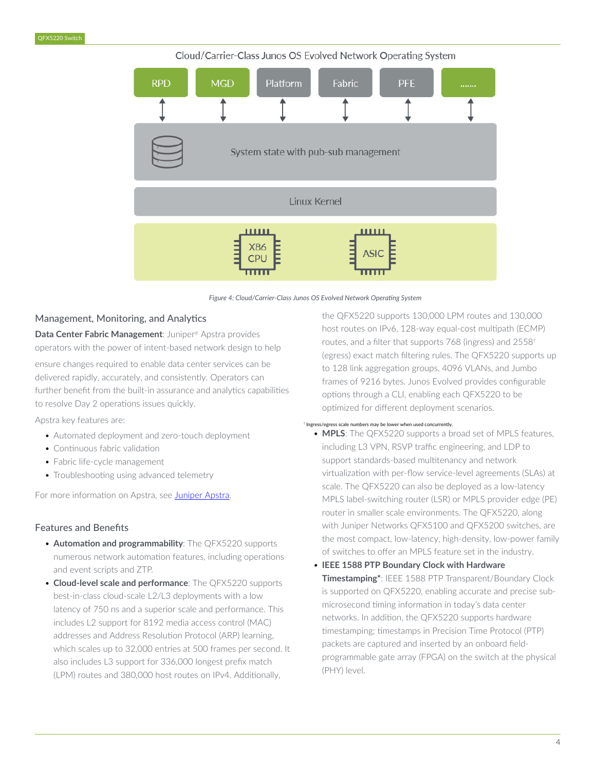Cloud/Carrier-Class Junos OS Evolved Network Operating System

RPD | MGD | Platform | Fabric | PFE | .......

System state with pub-sub management

Linux Kernel

X86 CPU | ASIC

*Figure 4: Cloud/Carrier-Class Junos OS Evolved Network Operating System*

## Management, Monitoring, and Analytics

**Data Center Fabric Management**: Juniper® Apstra provides operators with the power of intent-based network design to help ensure changes required to enable data center services can be delivered rapidly, accurately, and consistently. Operators can further benefit from the built-in assurance and analytics capabilities to resolve Day 2 operations issues quickly.

Apstra key features are:

- Automated deployment and zero-touch deployment
- Continuous fabric validation
- Fabric life-cycle management
- Troubleshooting using advanced telemetry

For more information on Apstra, see [Juniper Apstra](Juniper Apstra).

## Features and Benefits

- **Automation and programmability**: The QFX5220 supports numerous network automation features, including operations and event scripts and ZTP.
- **Cloud-level scale and performance**: The QFX5220 supports best-in-class cloud-scale L2/L3 deployments with a low latency of 750 ns and a superior scale and performance. This includes L2 support for 8192 media access control (MAC) addresses and Address Resolution Protocol (ARP) learning, which scales up to 32,000 entries at 500 frames per second. It also includes L3 support for 336,000 longest prefix match (LPM) routes and 380,000 host routes on IPv4. Additionally, the QFX5220 supports 130,000 LPM routes and 130,000 host routes on IPv6, 128-way equal-cost multipath (ECMP) routes, and a filter that supports 768 (ingress) and 2558[†] (egress) exact match filtering rules. The QFX5220 supports up to 128 link aggregation groups, 4096 VLANs, and Jumbo frames of 9216 bytes. Junos Evolved provides configurable options through a CLI, enabling each QFX5220 to be optimized for different deployment scenarios.

[†] Ingress/egress scale numbers may be lower when used concurrently.

- **MPLS**: The QFX5220 supports a broad set of MPLS features, including L3 VPN, RSVP traffic engineering, and LDP to support standards-based multitenancy and network virtualization with per-flow service-level agreements (SLAs) at scale. The QFX5220 can also be deployed as a low-latency MPLS label-switching router (LSR) or MPLS provider edge (PE) router in smaller scale environments. The QFX5220, along with Juniper Networks QFX5100 and QFX5200 switches, are the most compact, low-latency, high-density, low-power family of switches to offer an MPLS feature set in the industry.
- **IEEE 1588 PTP Boundary Clock with Hardware Timestamping***: IEEE 1588 PTP Transparent/Boundary Clock is supported on QFX5220, enabling accurate and precise sub-microsecond timing information in today's data center networks. In addition, the QFX5220 supports hardware timestamping; timestamps in Precision Time Protocol (PTP) packets are captured and inserted by an onboard field-programmable gate array (FPGA) on the switch at the physical (PHY) level.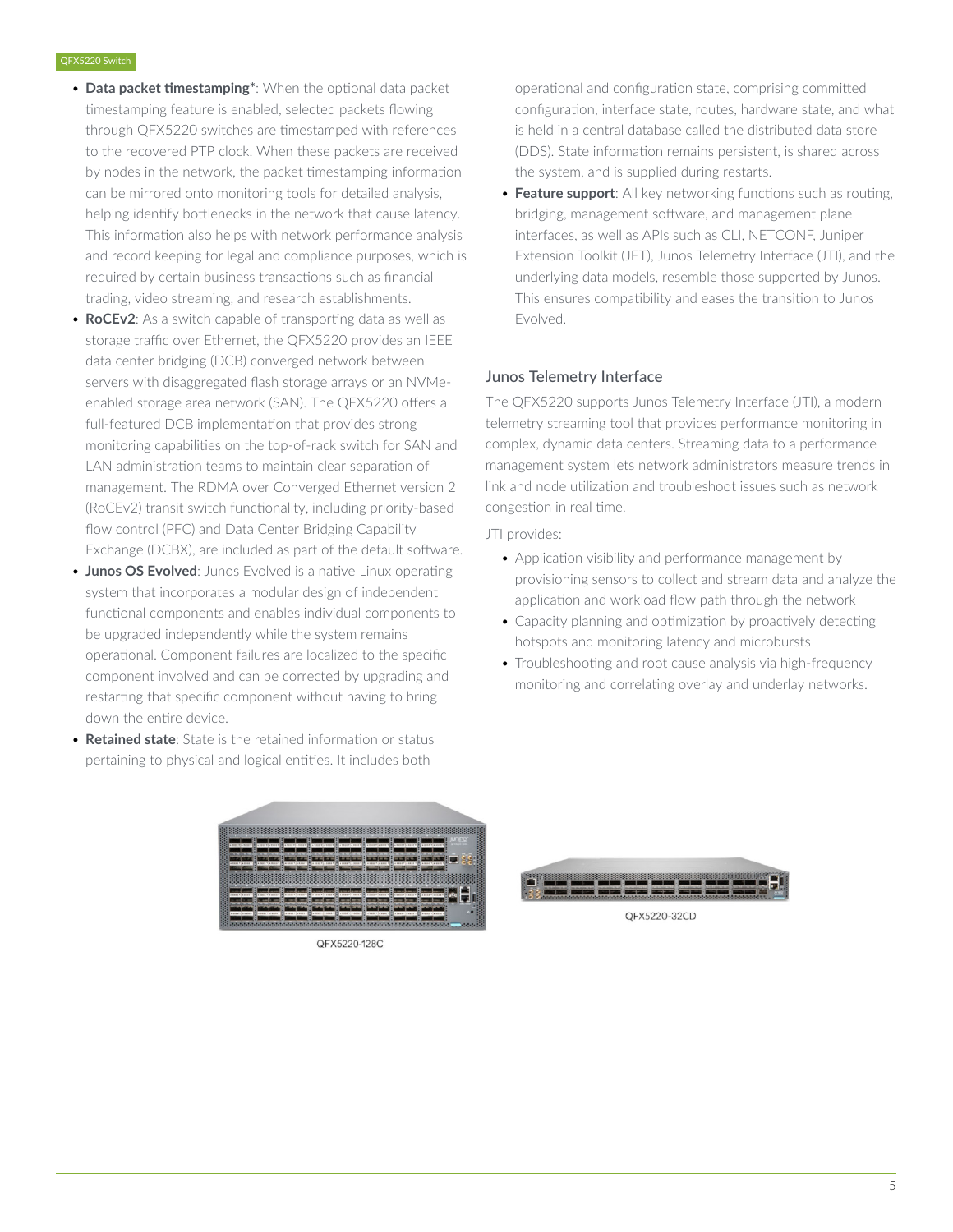- **Data packet timestamping***: When the optional data packet timestamping feature is enabled, selected packets flowing through QFX5220 switches are timestamped with references to the recovered PTP clock. When these packets are received by nodes in the network, the packet timestamping information can be mirrored onto monitoring tools for detailed analysis, helping identify bottlenecks in the network that cause latency. This information also helps with network performance analysis and record keeping for legal and compliance purposes, which is required by certain business transactions such as financial trading, video streaming, and research establishments.
- **RoCEv2**: As a switch capable of transporting data as well as storage traffic over Ethernet, the QFX5220 provides an IEEE data center bridging (DCB) converged network between servers with disaggregated flash storage arrays or an NVMe-enabled storage area network (SAN). The QFX5220 offers a full-featured DCB implementation that provides strong monitoring capabilities on the top-of-rack switch for SAN and LAN administration teams to maintain clear separation of management. The RDMA over Converged Ethernet version 2 (RoCEv2) transit switch functionality, including priority-based flow control (PFC) and Data Center Bridging Capability Exchange (DCBX), are included as part of the default software.
- **Junos OS Evolved**: Junos Evolved is a native Linux operating system that incorporates a modular design of independent functional components and enables individual components to be upgraded independently while the system remains operational. Component failures are localized to the specific component involved and can be corrected by upgrading and restarting that specific component without having to bring down the entire device.
- **Retained state**: State is the retained information or status pertaining to physical and logical entities. It includes both operational and configuration state, comprising committed configuration, interface state, routes, hardware state, and what is held in a central database called the distributed data store (DDS). State information remains persistent, is shared across the system, and is supplied during restarts.
- **Feature support**: All key networking functions such as routing, bridging, management software, and management plane interfaces, as well as APIs such as CLI, NETCONF, Juniper Extension Toolkit (JET), Junos Telemetry Interface (JTI), and the underlying data models, resemble those supported by Junos. This ensures compatibility and eases the transition to Junos Evolved.

## Junos Telemetry Interface

The QFX5220 supports Junos Telemetry Interface (JTI), a modern telemetry streaming tool that provides performance monitoring in complex, dynamic data centers. Streaming data to a performance management system lets network administrators measure trends in link and node utilization and troubleshoot issues such as network congestion in real time.

JTI provides:

- Application visibility and performance management by provisioning sensors to collect and stream data and analyze the application and workload flow path through the network
- Capacity planning and optimization by proactively detecting hotspots and monitoring latency and microbursts
- Troubleshooting and root cause analysis via high-frequency monitoring and correlating overlay and underlay networks.

QFX5220-128C

QFX5220-32CD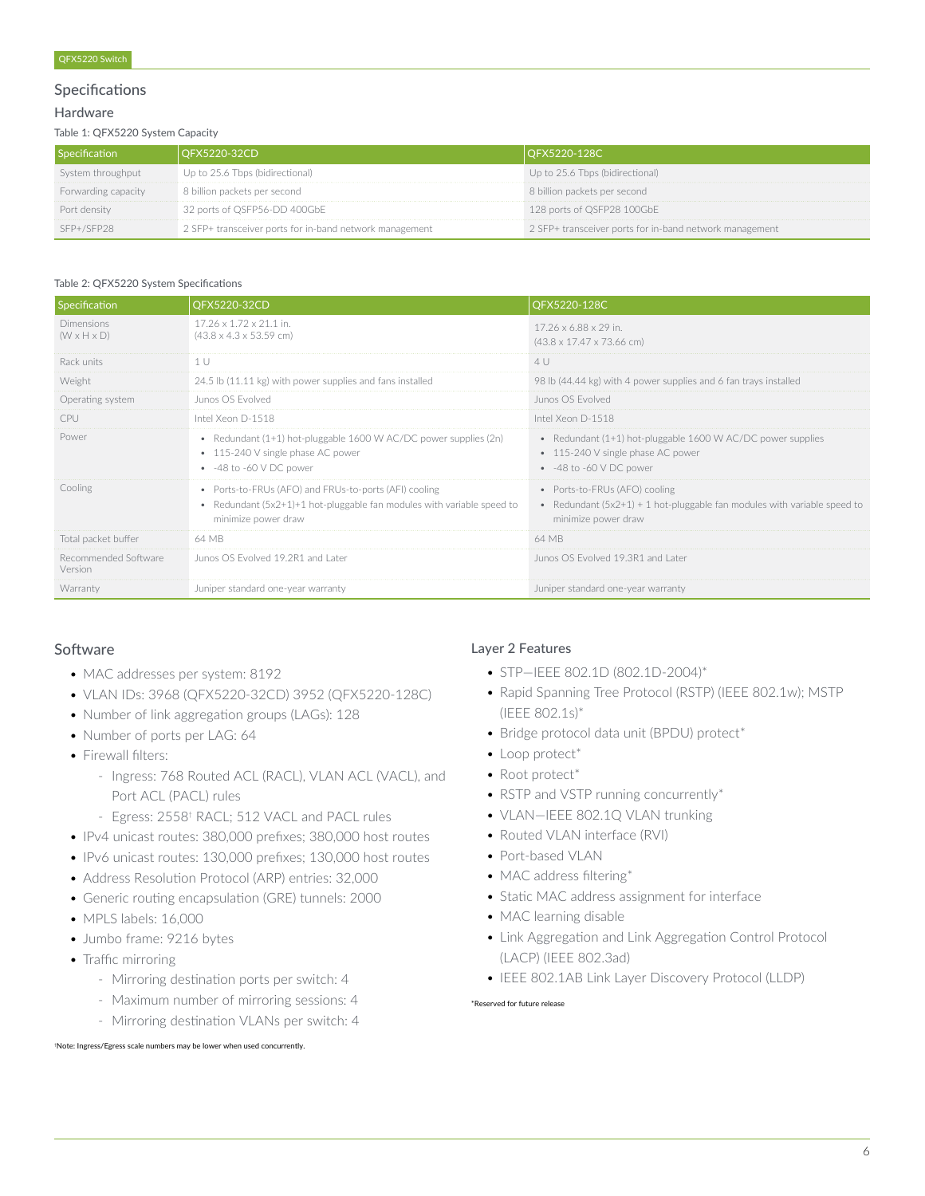## Specifications

### Hardware

Table 1: QFX5220 System Capacity

| Specification | QFX5220-32CD | QFX5220-128C |
| --- | --- | --- |
| System throughput | Up to 25.6 Tbps (bidirectional) | Up to 25.6 Tbps (bidirectional) |
| Forwarding capacity | 8 billion packets per second | 8 billion packets per second |
| Port density | 32 ports of QSFP56-DD 400GbE | 128 ports of QSFP28 100GbE |
| SFP+/SFP28 | 2 SFP+ transceiver ports for in-band network management | 2 SFP+ transceiver ports for in-band network management |

Table 2: QFX5220 System Specifications

| Specification | QFX5220-32CD | QFX5220-128C |
| --- | --- | --- |
| Dimensions (W x H x D) | 17.26 x 1.72 x 21.1 in. (43.8 x 4.3 x 53.59 cm) | 17.26 x 6.88 x 29 in. (43.8 x 17.47 x 73.66 cm) |
| Rack units | 1 U | 4 U |
| Weight | 24.5 lb (11.11 kg) with power supplies and fans installed | 98 lb (44.44 kg) with 4 power supplies and 6 fan trays installed |
| Operating system | Junos OS Evolved | Junos OS Evolved |
| CPU | Intel Xeon D-1518 | Intel Xeon D-1518 |
| Power | • Redundant (1+1) hot-pluggable 1600 W AC/DC power supplies (2n)<br>• 115-240 V single phase AC power<br>• -48 to -60 V DC power | • Redundant (1+1) hot-pluggable 1600 W AC/DC power supplies<br>• 115-240 V single phase AC power<br>• -48 to -60 V DC power |
| Cooling | • Ports-to-FRUs (AFO) and FRUs-to-ports (AFI) cooling<br>• Redundant (5x2+1)+1 hot-pluggable fan modules with variable speed to minimize power draw | • Ports-to-FRUs (AFO) cooling<br>• Redundant (5x2+1) + 1 hot-pluggable fan modules with variable speed to minimize power draw |
| Total packet buffer | 64 MB | 64 MB |
| Recommended Software Version | Junos OS Evolved 19.2R1 and Later | Junos OS Evolved 19.3R1 and Later |
| Warranty | Juniper standard one-year warranty | Juniper standard one-year warranty |

### Software

- MAC addresses per system: 8192
- VLAN IDs: 3968 (QFX5220-32CD) 3952 (QFX5220-128C)
- Number of link aggregation groups (LAGs): 128
- Number of ports per LAG: 64
- Firewall filters:
  - Ingress: 768 Routed ACL (RACL), VLAN ACL (VACL), and Port ACL (PACL) rules
  - Egress: 2558† RACL; 512 VACL and PACL rules
- IPv4 unicast routes: 380,000 prefixes; 380,000 host routes
- IPv6 unicast routes: 130,000 prefixes; 130,000 host routes
- Address Resolution Protocol (ARP) entries: 32,000
- Generic routing encapsulation (GRE) tunnels: 2000
- MPLS labels: 16,000
- Jumbo frame: 9216 bytes
- Traffic mirroring
  - Mirroring destination ports per switch: 4
  - Maximum number of mirroring sessions: 4
  - Mirroring destination VLANs per switch: 4

†Note: Ingress/Egress scale numbers may be lower when used concurrently.

### Layer 2 Features

- STP—IEEE 802.1D (802.1D-2004)*
- Rapid Spanning Tree Protocol (RSTP) (IEEE 802.1w); MSTP (IEEE 802.1s)*
- Bridge protocol data unit (BPDU) protect*
- Loop protect*
- Root protect*
- RSTP and VSTP running concurrently*
- VLAN—IEEE 802.1Q VLAN trunking
- Routed VLAN interface (RVI)
- Port-based VLAN
- MAC address filtering*
- Static MAC address assignment for interface
- MAC learning disable
- Link Aggregation and Link Aggregation Control Protocol (LACP) (IEEE 802.3ad)
- IEEE 802.1AB Link Layer Discovery Protocol (LLDP)

*Reserved for future release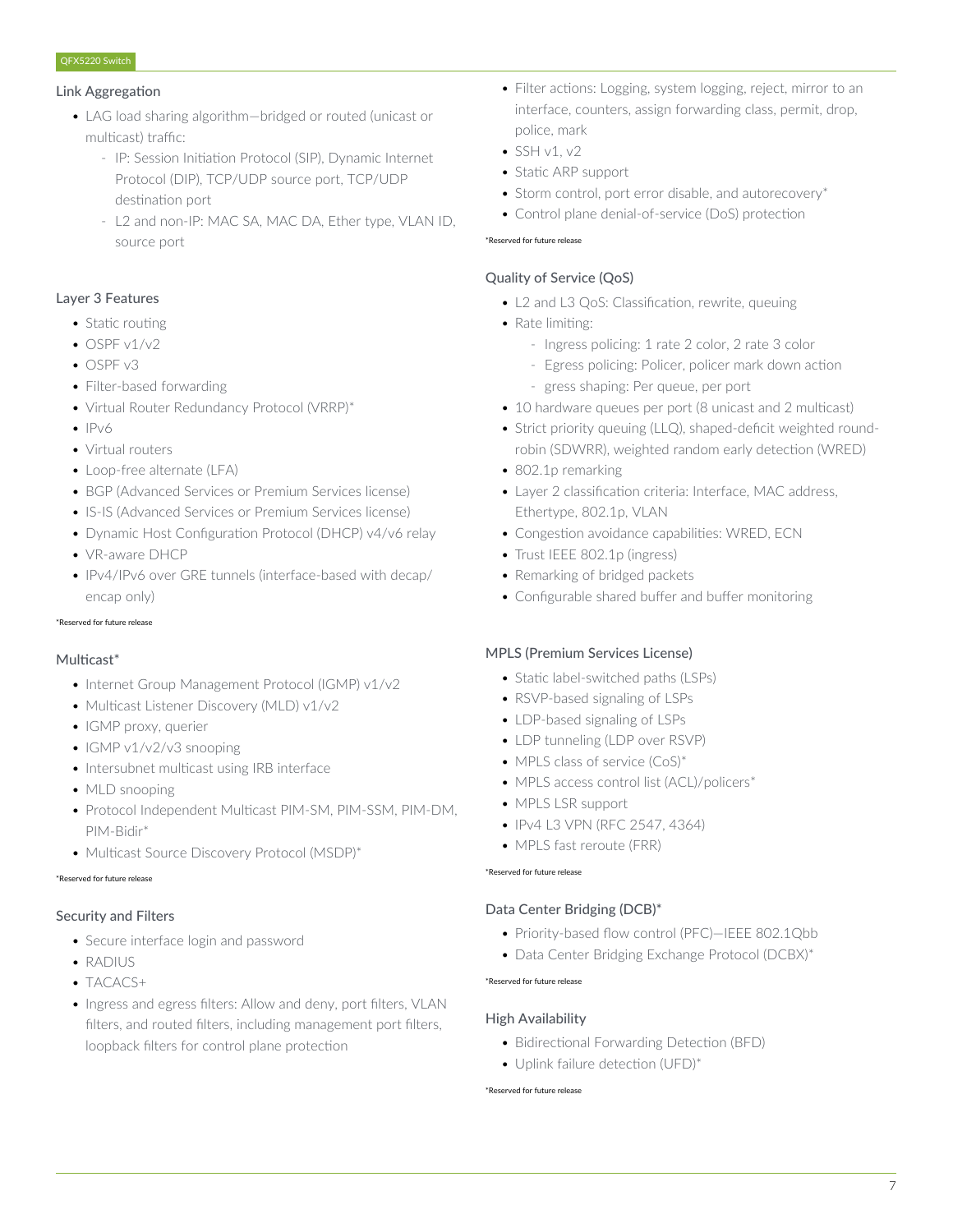### Link Aggregation

- LAG load sharing algorithm—bridged or routed (unicast or multicast) traffic:
  - IP: Session Initiation Protocol (SIP), Dynamic Internet Protocol (DIP), TCP/UDP source port, TCP/UDP destination port
  - L2 and non-IP: MAC SA, MAC DA, Ether type, VLAN ID, source port

### Layer 3 Features

- Static routing
- OSPF v1/v2
- OSPF v3
- Filter-based forwarding
- Virtual Router Redundancy Protocol (VRRP)*
- IPv6
- Virtual routers
- Loop-free alternate (LFA)
- BGP (Advanced Services or Premium Services license)
- IS-IS (Advanced Services or Premium Services license)
- Dynamic Host Configuration Protocol (DHCP) v4/v6 relay
- VR-aware DHCP
- IPv4/IPv6 over GRE tunnels (interface-based with decap/encap only)

*Reserved for future release

### Multicast*

- Internet Group Management Protocol (IGMP) v1/v2
- Multicast Listener Discovery (MLD) v1/v2
- IGMP proxy, querier
- IGMP v1/v2/v3 snooping
- Intersubnet multicast using IRB interface
- MLD snooping
- Protocol Independent Multicast PIM-SM, PIM-SSM, PIM-DM, PIM-Bidir*
- Multicast Source Discovery Protocol (MSDP)*

*Reserved for future release

### Security and Filters

- Secure interface login and password
- RADIUS
- TACACS+
- Ingress and egress filters: Allow and deny, port filters, VLAN filters, and routed filters, including management port filters, loopback filters for control plane protection
- Filter actions: Logging, system logging, reject, mirror to an interface, counters, assign forwarding class, permit, drop, police, mark
- SSH v1, v2
- Static ARP support
- Storm control, port error disable, and autorecovery*
- Control plane denial-of-service (DoS) protection

*Reserved for future release

### Quality of Service (QoS)

- L2 and L3 QoS: Classification, rewrite, queuing
- Rate limiting:
  - Ingress policing: 1 rate 2 color, 2 rate 3 color
  - Egress policing: Policer, policer mark down action
  - gress shaping: Per queue, per port
- 10 hardware queues per port (8 unicast and 2 multicast)
- Strict priority queuing (LLQ), shaped-deficit weighted round-robin (SDWRR), weighted random early detection (WRED)
- 802.1p remarking
- Layer 2 classification criteria: Interface, MAC address, Ethertype, 802.1p, VLAN
- Congestion avoidance capabilities: WRED, ECN
- Trust IEEE 802.1p (ingress)
- Remarking of bridged packets
- Configurable shared buffer and buffer monitoring

### MPLS (Premium Services License)

- Static label-switched paths (LSPs)
- RSVP-based signaling of LSPs
- LDP-based signaling of LSPs
- LDP tunneling (LDP over RSVP)
- MPLS class of service (CoS)*
- MPLS access control list (ACL)/policers*
- MPLS LSR support
- IPv4 L3 VPN (RFC 2547, 4364)
- MPLS fast reroute (FRR)

*Reserved for future release

### Data Center Bridging (DCB)*

- Priority-based flow control (PFC)—IEEE 802.1Qbb
- Data Center Bridging Exchange Protocol (DCBX)*

*Reserved for future release

### High Availability

- Bidirectional Forwarding Detection (BFD)
- Uplink failure detection (UFD)*

*Reserved for future release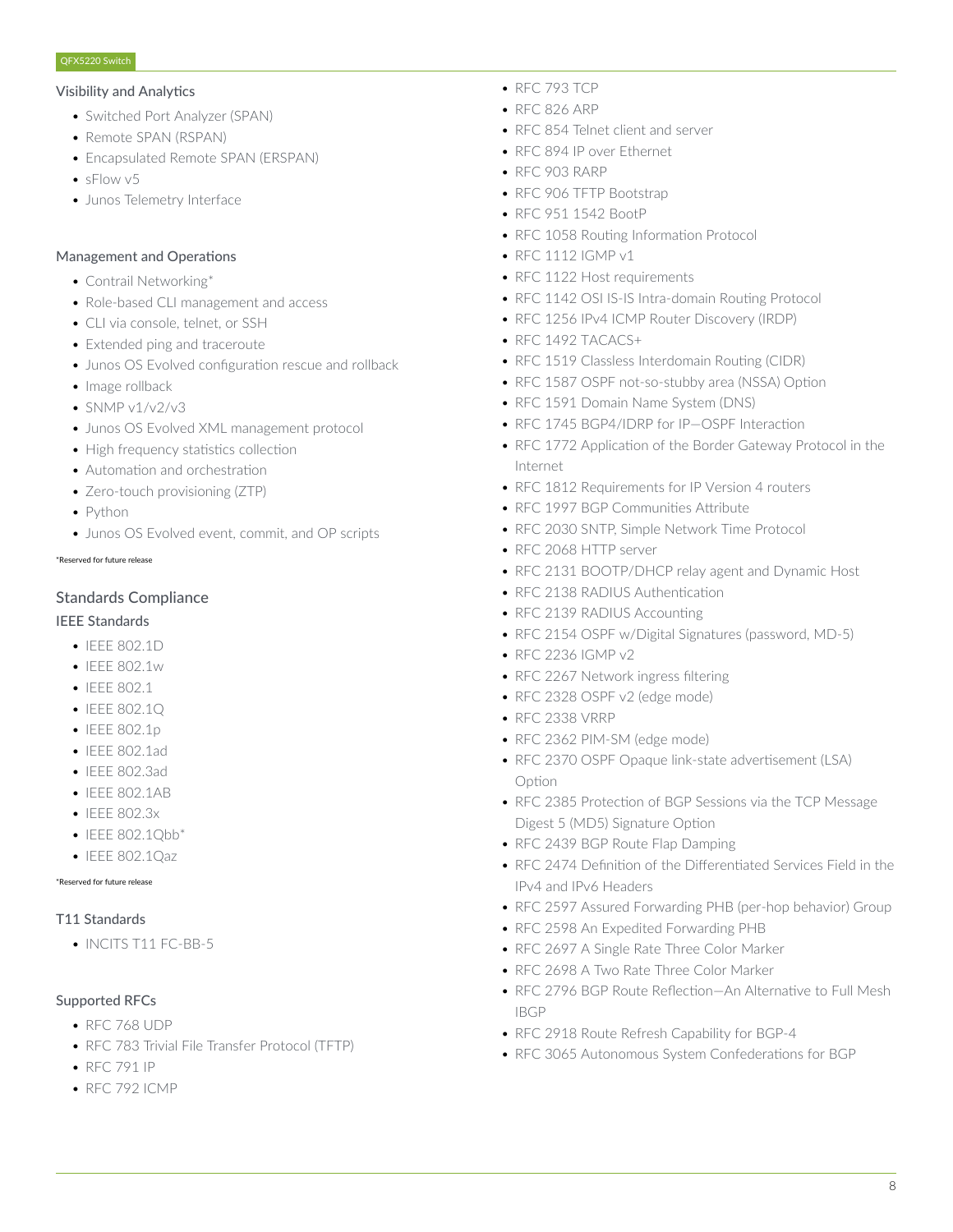### Visibility and Analytics

- Switched Port Analyzer (SPAN)
- Remote SPAN (RSPAN)
- Encapsulated Remote SPAN (ERSPAN)
- sFlow v5
- Junos Telemetry Interface

### Management and Operations

- Contrail Networking*
- Role-based CLI management and access
- CLI via console, telnet, or SSH
- Extended ping and traceroute
- Junos OS Evolved configuration rescue and rollback
- Image rollback
- SNMP v1/v2/v3
- Junos OS Evolved XML management protocol
- High frequency statistics collection
- Automation and orchestration
- Zero-touch provisioning (ZTP)
- Python
- Junos OS Evolved event, commit, and OP scripts

*Reserved for future release

## Standards Compliance

### IEEE Standards

- IEEE 802.1D
- IEEE 802.1w
- IEEE 802.1
- IEEE 802.1Q
- IEEE 802.1p
- IEEE 802.1ad
- IEEE 802.3ad
- IEEE 802.1AB
- IEEE 802.3x
- IEEE 802.1Qbb*
- IEEE 802.1Qaz

*Reserved for future release

### T11 Standards

- INCITS T11 FC-BB-5

### Supported RFCs

- RFC 768 UDP
- RFC 783 Trivial File Transfer Protocol (TFTP)
- RFC 791 IP
- RFC 792 ICMP
- RFC 793 TCP
- RFC 826 ARP
- RFC 854 Telnet client and server
- RFC 894 IP over Ethernet
- RFC 903 RARP
- RFC 906 TFTP Bootstrap
- RFC 951 1542 BootP
- RFC 1058 Routing Information Protocol
- RFC 1112 IGMP v1
- RFC 1122 Host requirements
- RFC 1142 OSI IS-IS Intra-domain Routing Protocol
- RFC 1256 IPv4 ICMP Router Discovery (IRDP)
- RFC 1492 TACACS+
- RFC 1519 Classless Interdomain Routing (CIDR)
- RFC 1587 OSPF not-so-stubby area (NSSA) Option
- RFC 1591 Domain Name System (DNS)
- RFC 1745 BGP4/IDRP for IP—OSPF Interaction
- RFC 1772 Application of the Border Gateway Protocol in the Internet
- RFC 1812 Requirements for IP Version 4 routers
- RFC 1997 BGP Communities Attribute
- RFC 2030 SNTP, Simple Network Time Protocol
- RFC 2068 HTTP server
- RFC 2131 BOOTP/DHCP relay agent and Dynamic Host
- RFC 2138 RADIUS Authentication
- RFC 2139 RADIUS Accounting
- RFC 2154 OSPF w/Digital Signatures (password, MD-5)
- RFC 2236 IGMP v2
- RFC 2267 Network ingress filtering
- RFC 2328 OSPF v2 (edge mode)
- RFC 2338 VRRP
- RFC 2362 PIM-SM (edge mode)
- RFC 2370 OSPF Opaque link-state advertisement (LSA) Option
- RFC 2385 Protection of BGP Sessions via the TCP Message Digest 5 (MD5) Signature Option
- RFC 2439 BGP Route Flap Damping
- RFC 2474 Definition of the Differentiated Services Field in the IPv4 and IPv6 Headers
- RFC 2597 Assured Forwarding PHB (per-hop behavior) Group
- RFC 2598 An Expedited Forwarding PHB
- RFC 2697 A Single Rate Three Color Marker
- RFC 2698 A Two Rate Three Color Marker
- RFC 2796 BGP Route Reflection—An Alternative to Full Mesh IBGP
- RFC 2918 Route Refresh Capability for BGP-4
- RFC 3065 Autonomous System Confederations for BGP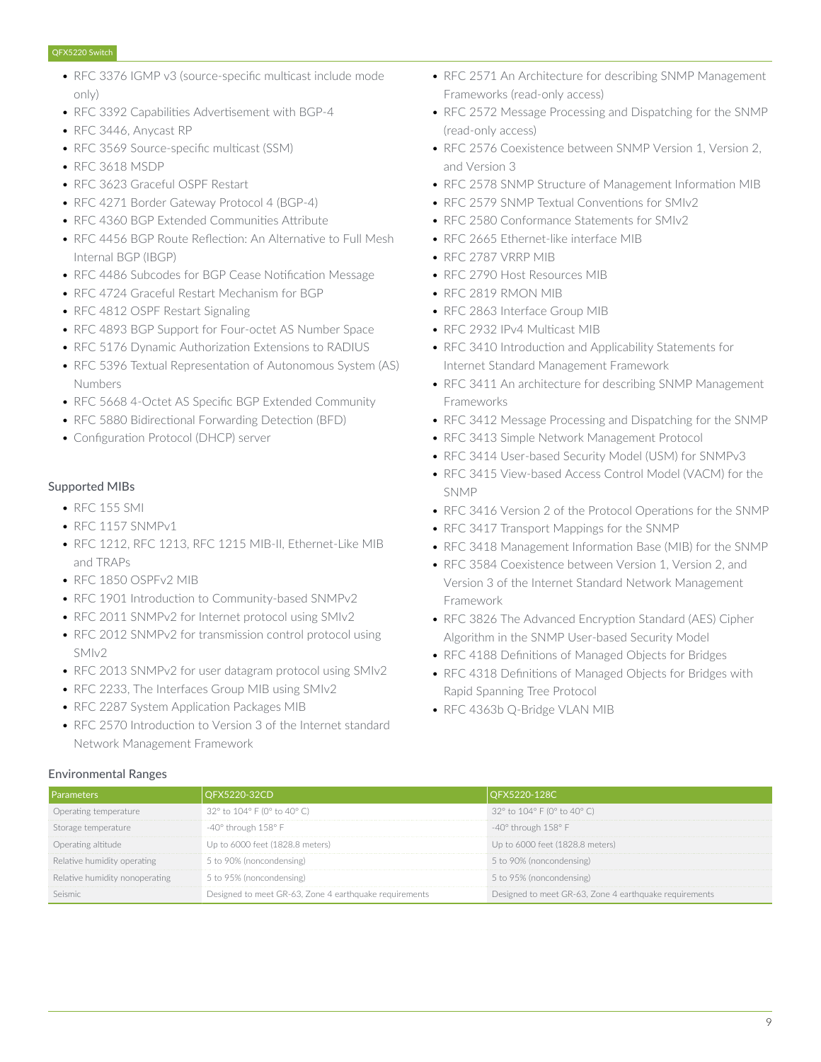- RFC 3376 IGMP v3 (source-specific multicast include mode only)
- RFC 3392 Capabilities Advertisement with BGP-4
- RFC 3446, Anycast RP
- RFC 3569 Source-specific multicast (SSM)
- RFC 3618 MSDP
- RFC 3623 Graceful OSPF Restart
- RFC 4271 Border Gateway Protocol 4 (BGP-4)
- RFC 4360 BGP Extended Communities Attribute
- RFC 4456 BGP Route Reflection: An Alternative to Full Mesh Internal BGP (IBGP)
- RFC 4486 Subcodes for BGP Cease Notification Message
- RFC 4724 Graceful Restart Mechanism for BGP
- RFC 4812 OSPF Restart Signaling
- RFC 4893 BGP Support for Four-octet AS Number Space
- RFC 5176 Dynamic Authorization Extensions to RADIUS
- RFC 5396 Textual Representation of Autonomous System (AS) Numbers
- RFC 5668 4-Octet AS Specific BGP Extended Community
- RFC 5880 Bidirectional Forwarding Detection (BFD)
- Configuration Protocol (DHCP) server

### Supported MIBs

- RFC 155 SMI
- RFC 1157 SNMPv1
- RFC 1212, RFC 1213, RFC 1215 MIB-II, Ethernet-Like MIB and TRAPs
- RFC 1850 OSPFv2 MIB
- RFC 1901 Introduction to Community-based SNMPv2
- RFC 2011 SNMPv2 for Internet protocol using SMIv2
- RFC 2012 SNMPv2 for transmission control protocol using SMIv2
- RFC 2013 SNMPv2 for user datagram protocol using SMIv2
- RFC 2233, The Interfaces Group MIB using SMIv2
- RFC 2287 System Application Packages MIB
- RFC 2570 Introduction to Version 3 of the Internet standard Network Management Framework
- RFC 2571 An Architecture for describing SNMP Management Frameworks (read-only access)
- RFC 2572 Message Processing and Dispatching for the SNMP (read-only access)
- RFC 2576 Coexistence between SNMP Version 1, Version 2, and Version 3
- RFC 2578 SNMP Structure of Management Information MIB
- RFC 2579 SNMP Textual Conventions for SMIv2
- RFC 2580 Conformance Statements for SMIv2
- RFC 2665 Ethernet-like interface MIB
- RFC 2787 VRRP MIB
- RFC 2790 Host Resources MIB
- RFC 2819 RMON MIB
- RFC 2863 Interface Group MIB
- RFC 2932 IPv4 Multicast MIB
- RFC 3410 Introduction and Applicability Statements for Internet Standard Management Framework
- RFC 3411 An architecture for describing SNMP Management Frameworks
- RFC 3412 Message Processing and Dispatching for the SNMP
- RFC 3413 Simple Network Management Protocol
- RFC 3414 User-based Security Model (USM) for SNMPv3
- RFC 3415 View-based Access Control Model (VACM) for the SNMP
- RFC 3416 Version 2 of the Protocol Operations for the SNMP
- RFC 3417 Transport Mappings for the SNMP
- RFC 3418 Management Information Base (MIB) for the SNMP
- RFC 3584 Coexistence between Version 1, Version 2, and Version 3 of the Internet Standard Network Management Framework
- RFC 3826 The Advanced Encryption Standard (AES) Cipher Algorithm in the SNMP User-based Security Model
- RFC 4188 Definitions of Managed Objects for Bridges
- RFC 4318 Definitions of Managed Objects for Bridges with Rapid Spanning Tree Protocol
- RFC 4363b Q-Bridge VLAN MIB

### Environmental Ranges

| Parameters | QFX5220-32CD | QFX5220-128C |
|---|---|---|
| Operating temperature | 32° to 104° F (0° to 40° C) | 32° to 104° F (0° to 40° C) |
| Storage temperature | -40° through 158° F | -40° through 158° F |
| Operating altitude | Up to 6000 feet (1828.8 meters) | Up to 6000 feet (1828.8 meters) |
| Relative humidity operating | 5 to 90% (noncondensing) | 5 to 90% (noncondensing) |
| Relative humidity nonoperating | 5 to 95% (noncondensing) | 5 to 95% (noncondensing) |
| Seismic | Designed to meet GR-63, Zone 4 earthquake requirements | Designed to meet GR-63, Zone 4 earthquake requirements |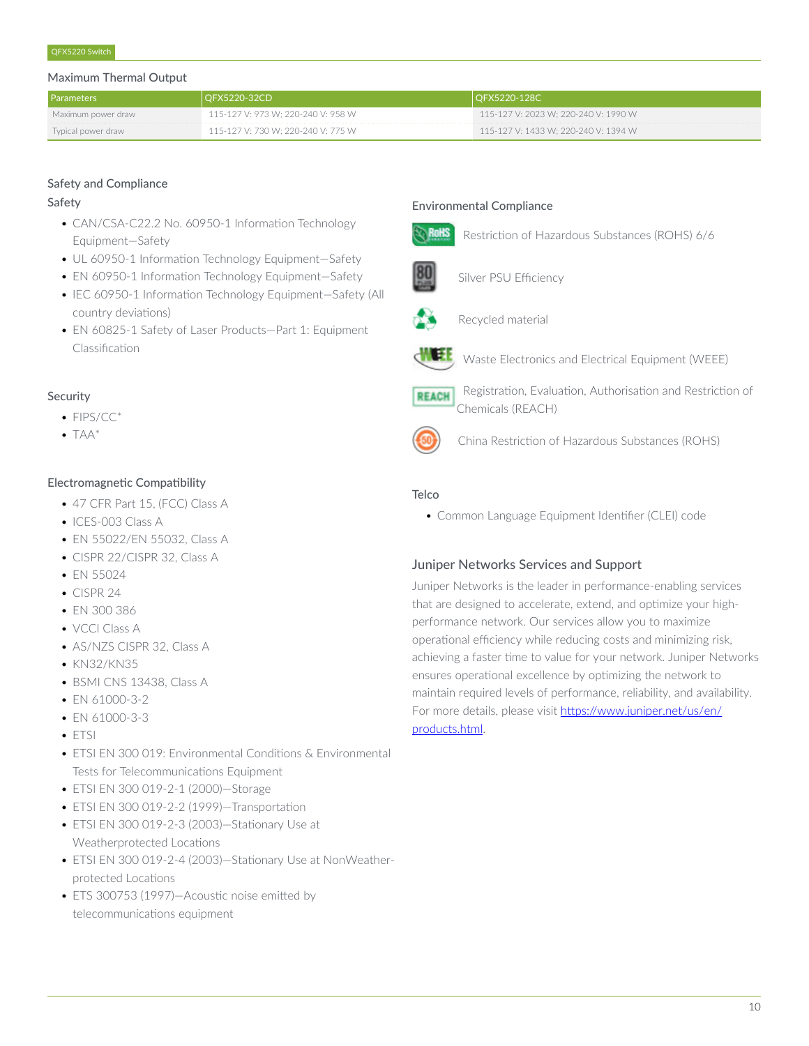## Maximum Thermal Output

| Parameters | QFX5220-32CD | QFX5220-128C |
|---|---|---|
| Maximum power draw | 115-127 V: 973 W; 220-240 V: 958 W | 115-127 V: 2023 W; 220-240 V: 1990 W |
| Typical power draw | 115-127 V: 730 W; 220-240 V: 775 W | 115-127 V: 1433 W; 220-240 V: 1394 W |

## Safety and Compliance

### Safety

- CAN/CSA-C22.2 No. 60950-1 Information Technology Equipment—Safety
- UL 60950-1 Information Technology Equipment—Safety
- EN 60950-1 Information Technology Equipment—Safety
- IEC 60950-1 Information Technology Equipment—Safety (All country deviations)
- EN 60825-1 Safety of Laser Products—Part 1: Equipment Classification

### Security

- FIPS/CC*
- TAA*

### Electromagnetic Compatibility

- 47 CFR Part 15, (FCC) Class A
- ICES-003 Class A
- EN 55022/EN 55032, Class A
- CISPR 22/CISPR 32, Class A
- EN 55024
- CISPR 24
- EN 300 386
- VCCI Class A
- AS/NZS CISPR 32, Class A
- KN32/KN35
- BSMI CNS 13438, Class A
- EN 61000-3-2
- EN 61000-3-3
- ETSI
- ETSI EN 300 019: Environmental Conditions & Environmental Tests for Telecommunications Equipment
- ETSI EN 300 019-2-1 (2000)—Storage
- ETSI EN 300 019-2-2 (1999)—Transportation
- ETSI EN 300 019-2-3 (2003)—Stationary Use at Weatherprotected Locations
- ETSI EN 300 019-2-4 (2003)—Stationary Use at NonWeather-protected Locations
- ETS 300753 (1997)—Acoustic noise emitted by telecommunications equipment

### Environmental Compliance

- Restriction of Hazardous Substances (ROHS) 6/6
- Silver PSU Efficiency
- Recycled material
- Waste Electronics and Electrical Equipment (WEEE)
- Registration, Evaluation, Authorisation and Restriction of Chemicals (REACH)
- China Restriction of Hazardous Substances (ROHS)

### Telco

- Common Language Equipment Identifier (CLEI) code

## Juniper Networks Services and Support

Juniper Networks is the leader in performance-enabling services that are designed to accelerate, extend, and optimize your high-performance network. Our services allow you to maximize operational efficiency while reducing costs and minimizing risk, achieving a faster time to value for your network. Juniper Networks ensures operational excellence by optimizing the network to maintain required levels of performance, reliability, and availability. For more details, please visit https://www.juniper.net/us/en/products.html.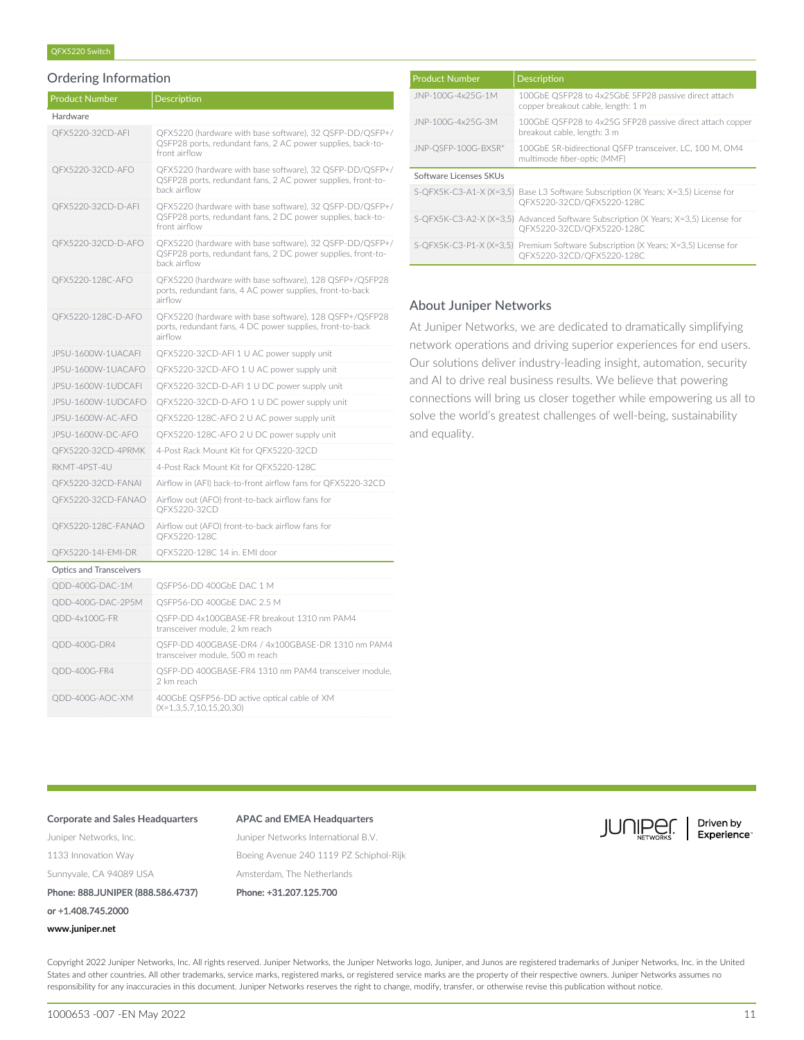## Ordering Information

| Product Number | Description |
|---|---|
| **Hardware** | |
| QFX5220-32CD-AFI | QFX5220 (hardware with base software), 32 QSFP-DD/QSFP+/QSFP28 ports, redundant fans, 2 AC power supplies, back-to-front airflow |
| QFX5220-32CD-AFO | QFX5220 (hardware with base software), 32 QSFP-DD/QSFP+/QSFP28 ports, redundant fans, 2 AC power supplies, front-to-back airflow |
| QFX5220-32CD-D-AFI | QFX5220 (hardware with base software), 32 QSFP-DD/QSFP+/QSFP28 ports, redundant fans, 2 DC power supplies, back-to-front airflow |
| QFX5220-32CD-D-AFO | QFX5220 (hardware with base software), 32 QSFP-DD/QSFP+/QSFP28 ports, redundant fans, 2 DC power supplies, front-to-back airflow |
| QFX5220-128C-AFO | QFX5220 (hardware with base software), 128 QSFP+/QSFP28 ports, redundant fans, 4 AC power supplies, front-to-back airflow |
| QFX5220-128C-D-AFO | QFX5220 (hardware with base software), 128 QSFP+/QSFP28 ports, redundant fans, 4 DC power supplies, front-to-back airflow |
| JPSU-1600W-1UACAFI | QFX5220-32CD-AFI 1 U AC power supply unit |
| JPSU-1600W-1UACAFO | QFX5220-32CD-AFO 1 U AC power supply unit |
| JPSU-1600W-1UDCAFI | QFX5220-32CD-D-AFI 1 U DC power supply unit |
| JPSU-1600W-1UDCAFO | QFX5220-32CD-D-AFO 1 U DC power supply unit |
| JPSU-1600W-AC-AFO | QFX5220-128C-AFO 2 U AC power supply unit |
| JPSU-1600W-DC-AFO | QFX5220-128C-AFO 2 U DC power supply unit |
| QFX5220-32CD-4PRMK | 4-Post Rack Mount Kit for QFX5220-32CD |
| RKMT-4PST-4U | 4-Post Rack Mount Kit for QFX5220-128C |
| QFX5220-32CD-FANAI | Airflow in (AFI) back-to-front airflow fans for QFX5220-32CD |
| QFX5220-32CD-FANAO | Airflow out (AFO) front-to-back airflow fans for QFX5220-32CD |
| QFX5220-128C-FANAO | Airflow out (AFO) front-to-back airflow fans for QFX5220-128C |
| QFX5220-14I-EMI-DR | QFX5220-128C 14 in. EMI door |
| **Optics and Transceivers** | |
| QDD-400G-DAC-1M | QSFP56-DD 400GbE DAC 1 M |
| QDD-400G-DAC-2P5M | QSFP56-DD 400GbE DAC 2.5 M |
| QDD-4x100G-FR | QSFP-DD 4x100GBASE-FR breakout 1310 nm PAM4 transceiver module, 2 km reach |
| QDD-400G-DR4 | QSFP-DD 400GBASE-DR4 / 4x100GBASE-DR 1310 nm PAM4 transceiver module, 500 m reach |
| QDD-400G-FR4 | QSFP-DD 400GBASE-FR4 1310 nm PAM4 transceiver module, 2 km reach |
| QDD-400G-AOC-XM | 400GbE QSFP56-DD active optical cable of XM (X=1,3,5,7,10,15,20,30) |
| JNP-100G-4x25G-1M | 100GbE QSFP28 to 4x25GbE SFP28 passive direct attach copper breakout cable, length: 1 m |
| JNP-100G-4x25G-3M | 100GbE QSFP28 to 4x25G SFP28 passive direct attach copper breakout cable, length: 3 m |
| JNP-QSFP-100G-BXSR* | 100GbE SR-bidirectional QSFP transceiver, LC, 100 M, OM4 multimode fiber-optic (MMF) |
| **Software Licenses SKUs** | |
| S-QFX5K-C3-A1-X (X=3,5) | Base L3 Software Subscription (X Years; X=3,5) License for QFX5220-32CD/QFX5220-128C |
| S-QFX5K-C3-A2-X (X=3,5) | Advanced Software Subscription (X Years; X=3,5) License for QFX5220-32CD/QFX5220-128C |
| S-QFX5K-C3-P1-X (X=3,5) | Premium Software Subscription (X Years; X=3,5) License for QFX5220-32CD/QFX5220-128C |

## About Juniper Networks

At Juniper Networks, we are dedicated to dramatically simplifying network operations and driving superior experiences for end users. Our solutions deliver industry-leading insight, automation, security and AI to drive real business results. We believe that powering connections will bring us closer together while empowering us all to solve the world's greatest challenges of well-being, sustainability and equality.

**Corporate and Sales Headquarters**

Juniper Networks, Inc.

1133 Innovation Way

Sunnyvale, CA 94089 USA

**Phone: 888.JUNIPER (888.586.4737)**

**or +1.408.745.2000**

**www.juniper.net**

**APAC and EMEA Headquarters**

Juniper Networks International B.V.

Boeing Avenue 240 1119 PZ Schiphol-Rijk

Amsterdam, The Netherlands

**Phone: +31.207.125.700**

Copyright 2022 Juniper Networks, Inc. All rights reserved. Juniper Networks, the Juniper Networks logo, Juniper, and Junos are registered trademarks of Juniper Networks, Inc. in the United States and other countries. All other trademarks, service marks, registered marks, or registered service marks are the property of their respective owners. Juniper Networks assumes no responsibility for any inaccuracies in this document. Juniper Networks reserves the right to change, modify, transfer, or otherwise revise this publication without notice.

1000653 -007 -EN May 2022